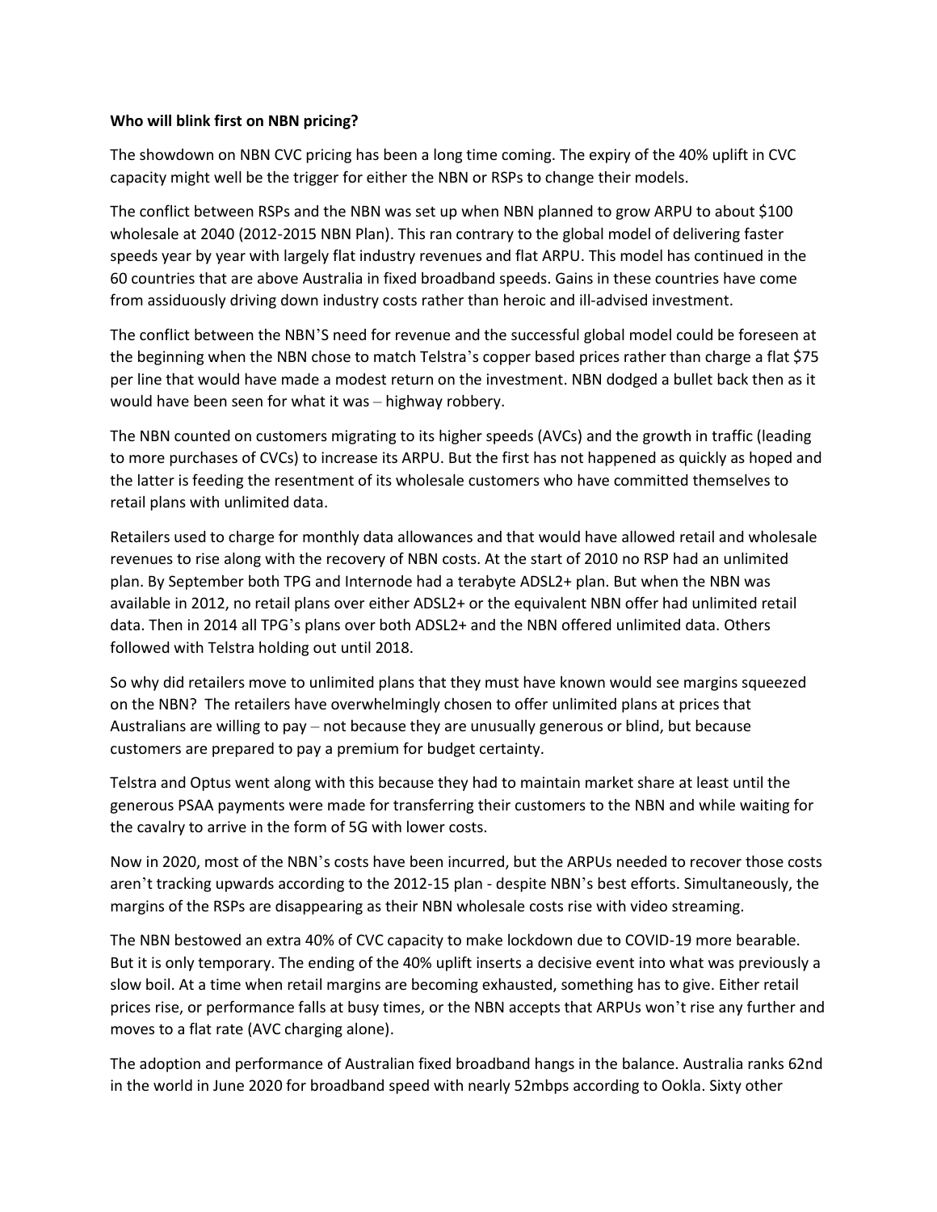**Who will blink first on NBN pricing?**

The showdown on NBN CVC pricing has been a long time coming. The expiry of the 40% uplift in CVC capacity might well be the trigger for either the NBN or RSPs to change their models.

The conflict between RSPs and the NBN was set up when NBN planned to grow ARPU to about $100 wholesale at 2040 (2012-2015 NBN Plan). This ran contrary to the global model of delivering faster speeds year by year with largely flat industry revenues and flat ARPU. This model has continued in the 60 countries that are above Australia in fixed broadband speeds. Gains in these countries have come from assiduously driving down industry costs rather than heroic and ill-advised investment.

The conflict between the NBN'S need for revenue and the successful global model could be foreseen at the beginning when the NBN chose to match Telstra's copper based prices rather than charge a flat $75 per line that would have made a modest return on the investment. NBN dodged a bullet back then as it would have been seen for what it was – highway robbery.

The NBN counted on customers migrating to its higher speeds (AVCs) and the growth in traffic (leading to more purchases of CVCs) to increase its ARPU. But the first has not happened as quickly as hoped and the latter is feeding the resentment of its wholesale customers who have committed themselves to retail plans with unlimited data.

Retailers used to charge for monthly data allowances and that would have allowed retail and wholesale revenues to rise along with the recovery of NBN costs. At the start of 2010 no RSP had an unlimited plan. By September both TPG and Internode had a terabyte ADSL2+ plan. But when the NBN was available in 2012, no retail plans over either ADSL2+ or the equivalent NBN offer had unlimited retail data. Then in 2014 all TPG's plans over both ADSL2+ and the NBN offered unlimited data. Others followed with Telstra holding out until 2018.

So why did retailers move to unlimited plans that they must have known would see margins squeezed on the NBN? The retailers have overwhelmingly chosen to offer unlimited plans at prices that Australians are willing to pay – not because they are unusually generous or blind, but because customers are prepared to pay a premium for budget certainty.

Telstra and Optus went along with this because they had to maintain market share at least until the generous PSAA payments were made for transferring their customers to the NBN and while waiting for the cavalry to arrive in the form of 5G with lower costs.

Now in 2020, most of the NBN's costs have been incurred, but the ARPUs needed to recover those costs aren't tracking upwards according to the 2012-15 plan - despite NBN's best efforts. Simultaneously, the margins of the RSPs are disappearing as their NBN wholesale costs rise with video streaming.

The NBN bestowed an extra 40% of CVC capacity to make lockdown due to COVID-19 more bearable. But it is only temporary. The ending of the 40% uplift inserts a decisive event into what was previously a slow boil. At a time when retail margins are becoming exhausted, something has to give. Either retail prices rise, or performance falls at busy times, or the NBN accepts that ARPUs won't rise any further and moves to a flat rate (AVC charging alone).

The adoption and performance of Australian fixed broadband hangs in the balance. Australia ranks 62nd in the world in June 2020 for broadband speed with nearly 52mbps according to Ookla. Sixty other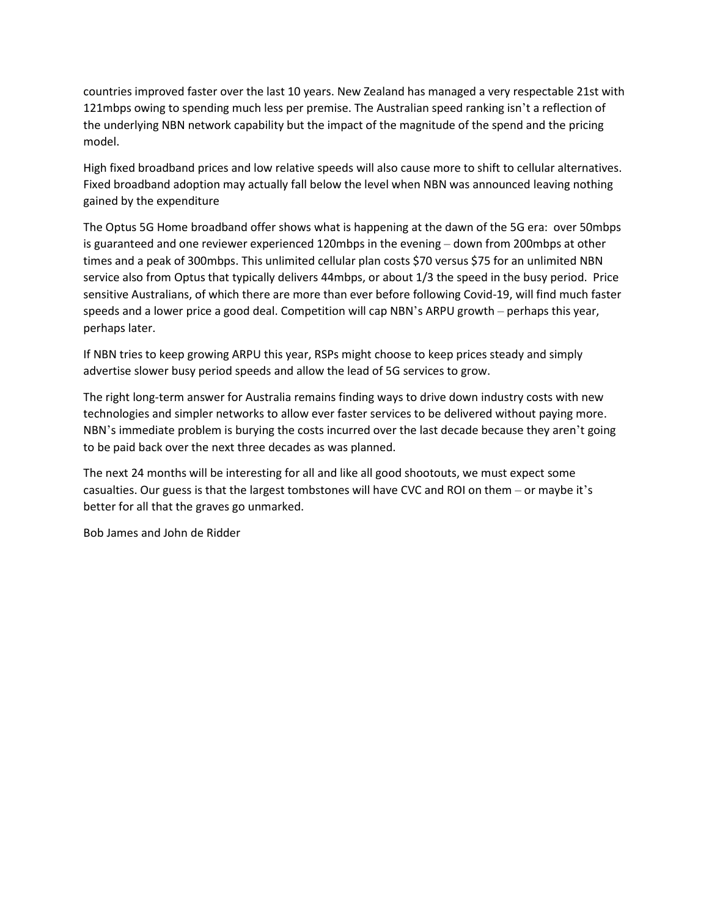countries improved faster over the last 10 years. New Zealand has managed a very respectable 21st with 121mbps owing to spending much less per premise. The Australian speed ranking isn't a reflection of the underlying NBN network capability but the impact of the magnitude of the spend and the pricing model.

High fixed broadband prices and low relative speeds will also cause more to shift to cellular alternatives. Fixed broadband adoption may actually fall below the level when NBN was announced leaving nothing gained by the expenditure

The Optus 5G Home broadband offer shows what is happening at the dawn of the 5G era: over 50mbps is guaranteed and one reviewer experienced 120mbps in the evening – down from 200mbps at other times and a peak of 300mbps. This unlimited cellular plan costs $70 versus $75 for an unlimited NBN service also from Optus that typically delivers 44mbps, or about 1/3 the speed in the busy period. Price sensitive Australians, of which there are more than ever before following Covid-19, will find much faster speeds and a lower price a good deal. Competition will cap NBN's ARPU growth – perhaps this year, perhaps later.

If NBN tries to keep growing ARPU this year, RSPs might choose to keep prices steady and simply advertise slower busy period speeds and allow the lead of 5G services to grow.

The right long-term answer for Australia remains finding ways to drive down industry costs with new technologies and simpler networks to allow ever faster services to be delivered without paying more. NBN's immediate problem is burying the costs incurred over the last decade because they aren't going to be paid back over the next three decades as was planned.

The next 24 months will be interesting for all and like all good shootouts, we must expect some casualties. Our guess is that the largest tombstones will have CVC and ROI on them – or maybe it's better for all that the graves go unmarked.

Bob James and John de Ridder